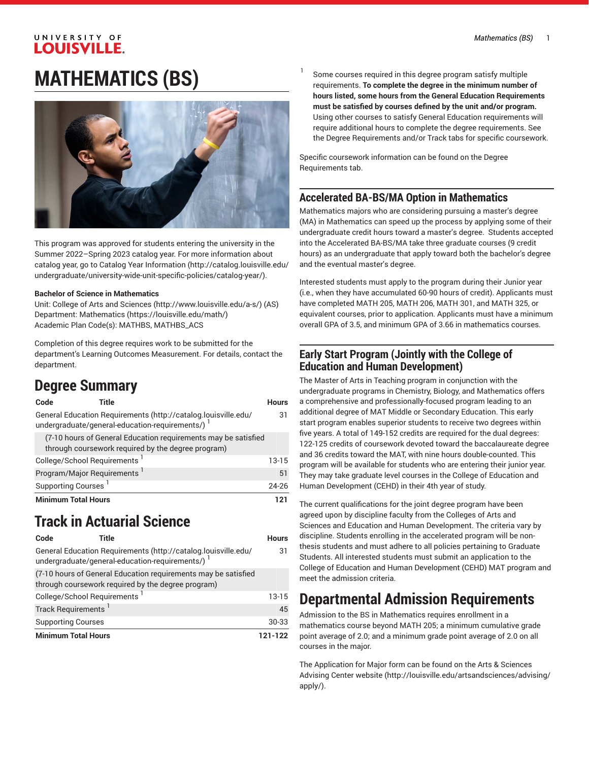# MATHEMATICS (BS)

This program was approved for students entering the university in the Summer 2022–Spring 2023 catalog year. For more information about catalog year, go to Catalog Year Information (http://catalog.louisville.edu/undergraduate/university-wide-unit-specific-policies/catalog-year/).

**Bachelor of Science in Mathematics**
Unit: College of Arts and Sciences (http://www.louisville.edu/a-s/) (AS)
Department: Mathematics (https://louisville.edu/math/)
Academic Plan Code(s): MATHBS, MATHBS_ACS

Completion of this degree requires work to be submitted for the department's Learning Outcomes Measurement. For details, contact the department.

## Degree Summary

| Code | Title | Hours |
|---|---|---|
| General Education Requirements (http://catalog.louisville.edu/undergraduate/general-education-requirements/) [1] | | 31 |
| (7-10 hours of General Education requirements may be satisfied through coursework required by the degree program) | | |
| College/School Requirements [1] | | 13-15 |
| Program/Major Requirements [1] | | 51 |
| Supporting Courses [1] | | 24-26 |
| **Minimum Total Hours** | | **121** |

## Track in Actuarial Science

| Code | Title | Hours |
|---|---|---|
| General Education Requirements (http://catalog.louisville.edu/undergraduate/general-education-requirements/) [1] | | 31 |
| (7-10 hours of General Education requirements may be satisfied through coursework required by the degree program) | | |
| College/School Requirements [1] | | 13-15 |
| Track Requirements [1] | | 45 |
| Supporting Courses | | 30-33 |
| **Minimum Total Hours** | | **121-122** |

[1] Some courses required in this degree program satisfy multiple requirements. **To complete the degree in the minimum number of hours listed, some hours from the General Education Requirements must be satisfied by courses defined by the unit and/or program.** Using other courses to satisfy General Education requirements will require additional hours to complete the degree requirements. See the Degree Requirements and/or Track tabs for specific coursework.

Specific coursework information can be found on the Degree Requirements tab.

### Accelerated BA-BS/MA Option in Mathematics

Mathematics majors who are considering pursuing a master's degree (MA) in Mathematics can speed up the process by applying some of their undergraduate credit hours toward a master's degree. Students accepted into the Accelerated BA-BS/MA take three graduate courses (9 credit hours) as an undergraduate that apply toward both the bachelor's degree and the eventual master's degree.

Interested students must apply to the program during their Junior year (i.e., when they have accumulated 60-90 hours of credit). Applicants must have completed MATH 205, MATH 206, MATH 301, and MATH 325, or equivalent courses, prior to application. Applicants must have a minimum overall GPA of 3.5, and minimum GPA of 3.66 in mathematics courses.

### Early Start Program (Jointly with the College of Education and Human Development)

The Master of Arts in Teaching program in conjunction with the undergraduate programs in Chemistry, Biology, and Mathematics offers a comprehensive and professionally-focused program leading to an additional degree of MAT Middle or Secondary Education. This early start program enables superior students to receive two degrees within five years. A total of 149-152 credits are required for the dual degrees: 122-125 credits of coursework devoted toward the baccalaureate degree and 36 credits toward the MAT, with nine hours double-counted. This program will be available for students who are entering their junior year. They may take graduate level courses in the College of Education and Human Development (CEHD) in their 4th year of study.

The current qualifications for the joint degree program have been agreed upon by discipline faculty from the Colleges of Arts and Sciences and Education and Human Development. The criteria vary by discipline. Students enrolling in the accelerated program will be non-thesis students and must adhere to all policies pertaining to Graduate Students. All interested students must submit an application to the College of Education and Human Development (CEHD) MAT program and meet the admission criteria.

## Departmental Admission Requirements

Admission to the BS in Mathematics requires enrollment in a mathematics course beyond MATH 205; a minimum cumulative grade point average of 2.0; and a minimum grade point average of 2.0 on all courses in the major.

The Application for Major form can be found on the Arts & Sciences Advising Center website (http://louisville.edu/artsandsciences/advising/apply/).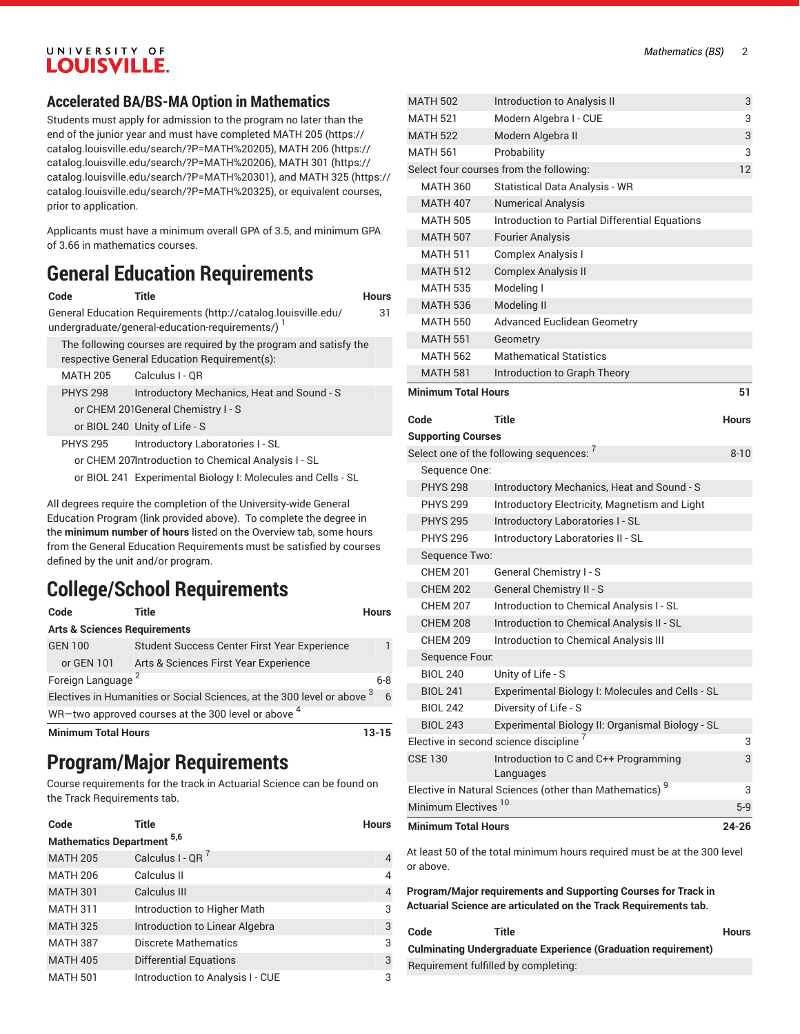## Accelerated BA/BS-MA Option in Mathematics

Students must apply for admission to the program no later than the end of the junior year and must have completed MATH 205 (https://catalog.louisville.edu/search/?P=MATH%20205), MATH 206 (https://catalog.louisville.edu/search/?P=MATH%20206), MATH 301 (https://catalog.louisville.edu/search/?P=MATH%20301), and MATH 325 (https://catalog.louisville.edu/search/?P=MATH%20325), or equivalent courses, prior to application.

Applicants must have a minimum overall GPA of 3.5, and minimum GPA of 3.66 in mathematics courses.

# General Education Requirements

| Code | Title | Hours |
|---|---|---|
| General Education Requirements (http://catalog.louisville.edu/undergraduate/general-education-requirements/) [1] | | 31 |
| The following courses are required by the program and satisfy the respective General Education Requirement(s): | | |
| MATH 205 | Calculus I - QR | |
| PHYS 298 | Introductory Mechanics, Heat and Sound - S | |
| or CHEM 201 | General Chemistry I - S | |
| or BIOL 240 | Unity of Life - S | |
| PHYS 295 | Introductory Laboratories I - SL | |
| or CHEM 207 | Introduction to Chemical Analysis I - SL | |
| or BIOL 241 | Experimental Biology I: Molecules and Cells - SL | |

All degrees require the completion of the University-wide General Education Program (link provided above). To complete the degree in the **minimum number of hours** listed on the Overview tab, some hours from the General Education Requirements must be satisfied by courses defined by the unit and/or program.

# College/School Requirements

| Code | Title | Hours |
|---|---|---|
| **Arts & Sciences Requirements** | | |
| GEN 100 | Student Success Center First Year Experience | 1 |
| or GEN 101 | Arts & Sciences First Year Experience | |
| Foreign Language [2] | | 6-8 |
| Electives in Humanities or Social Sciences, at the 300 level or above [3] | | 6 |
| WR—two approved courses at the 300 level or above [4] | | |
| **Minimum Total Hours** | | **13-15** |

# Program/Major Requirements

Course requirements for the track in Actuarial Science can be found on the Track Requirements tab.

| Code | Title | Hours |
|---|---|---|
| **Mathematics Department** [5,6] | | |
| MATH 205 | Calculus I - QR [7] | 4 |
| MATH 206 | Calculus II | 4 |
| MATH 301 | Calculus III | 4 |
| MATH 311 | Introduction to Higher Math | 3 |
| MATH 325 | Introduction to Linear Algebra | 3 |
| MATH 387 | Discrete Mathematics | 3 |
| MATH 405 | Differential Equations | 3 |
| MATH 501 | Introduction to Analysis I - CUE | 3 |
| MATH 502 | Introduction to Analysis II | 3 |
| MATH 521 | Modern Algebra I - CUE | 3 |
| MATH 522 | Modern Algebra II | 3 |
| MATH 561 | Probability | 3 |
| Select four courses from the following: | | 12 |
| MATH 360 | Statistical Data Analysis - WR | |
| MATH 407 | Numerical Analysis | |
| MATH 505 | Introduction to Partial Differential Equations | |
| MATH 507 | Fourier Analysis | |
| MATH 511 | Complex Analysis I | |
| MATH 512 | Complex Analysis II | |
| MATH 535 | Modeling I | |
| MATH 536 | Modeling II | |
| MATH 550 | Advanced Euclidean Geometry | |
| MATH 551 | Geometry | |
| MATH 562 | Mathematical Statistics | |
| MATH 581 | Introduction to Graph Theory | |
| **Minimum Total Hours** | | **51** |

| Code | Title | Hours |
|---|---|---|
| **Supporting Courses** | | |
| Select one of the following sequences: [7] | | 8-10 |
| Sequence One: | | |
| PHYS 298 | Introductory Mechanics, Heat and Sound - S | |
| PHYS 299 | Introductory Electricity, Magnetism and Light | |
| PHYS 295 | Introductory Laboratories I - SL | |
| PHYS 296 | Introductory Laboratories II - SL | |
| Sequence Two: | | |
| CHEM 201 | General Chemistry I - S | |
| CHEM 202 | General Chemistry II - S | |
| CHEM 207 | Introduction to Chemical Analysis I - SL | |
| CHEM 208 | Introduction to Chemical Analysis II - SL | |
| CHEM 209 | Introduction to Chemical Analysis III | |
| Sequence Four: | | |
| BIOL 240 | Unity of Life - S | |
| BIOL 241 | Experimental Biology I: Molecules and Cells - SL | |
| BIOL 242 | Diversity of Life - S | |
| BIOL 243 | Experimental Biology II: Organismal Biology - SL | |
| Elective in second science discipline [7] | | 3 |
| CSE 130 | Introduction to C and C++ Programming Languages | 3 |
| Elective in Natural Sciences (other than Mathematics) [9] | | 3 |
| Minimum Electives [10] | | 5-9 |
| **Minimum Total Hours** | | **24-26** |

At least 50 of the total minimum hours required must be at the 300 level or above.

**Program/Major requirements and Supporting Courses for Track in Actuarial Science are articulated on the Track Requirements tab.**

| Code | Title | Hours |
|---|---|---|
| **Culminating Undergraduate Experience (Graduation requirement)** | | |
| Requirement fulfilled by completing: | | |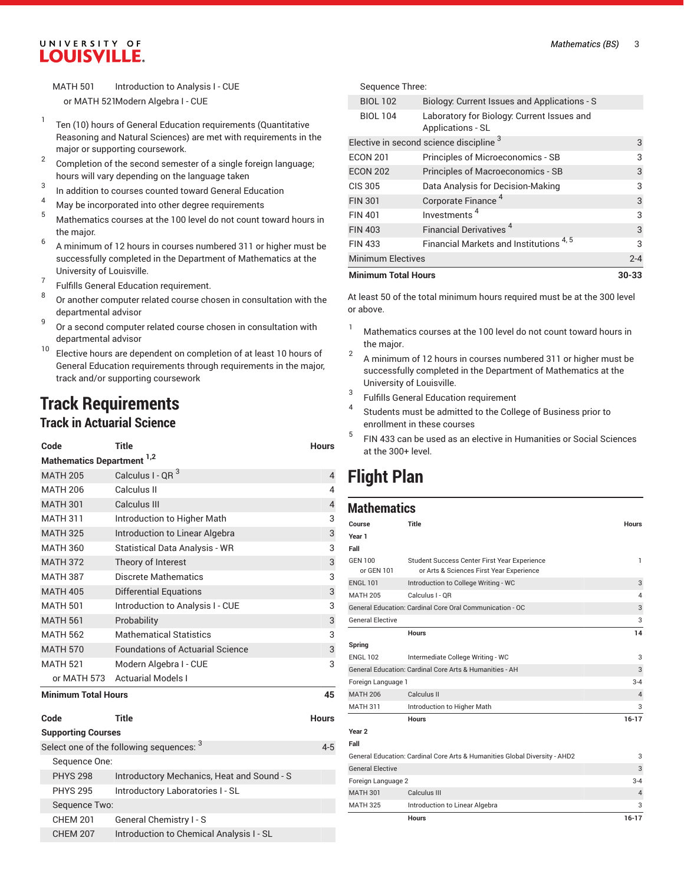| | | |
|---|---|---|
| MATH 501 | Introduction to Analysis I - CUE | |
| or MATH 521 | Modern Algebra I - CUE | |

1. Ten (10) hours of General Education requirements (Quantitative Reasoning and Natural Sciences) are met with requirements in the major or supporting coursework.
2. Completion of the second semester of a single foreign language; hours will vary depending on the language taken
3. In addition to courses counted toward General Education
4. May be incorporated into other degree requirements
5. Mathematics courses at the 100 level do not count toward hours in the major.
6. A minimum of 12 hours in courses numbered 311 or higher must be successfully completed in the Department of Mathematics at the University of Louisville.
7. Fulfills General Education requirement.
8. Or another computer related course chosen in consultation with the departmental advisor
9. Or a second computer related course chosen in consultation with departmental advisor
10. Elective hours are dependent on completion of at least 10 hours of General Education requirements through requirements in the major, track and/or supporting coursework

# Track Requirements

## Track in Actuarial Science

| Code | Title | Hours |
|---|---|---|
| **Mathematics Department** [1,2] | | |
| MATH 205 | Calculus I - QR [3] | 4 |
| MATH 206 | Calculus II | 4 |
| MATH 301 | Calculus III | 4 |
| MATH 311 | Introduction to Higher Math | 3 |
| MATH 325 | Introduction to Linear Algebra | 3 |
| MATH 360 | Statistical Data Analysis - WR | 3 |
| MATH 372 | Theory of Interest | 3 |
| MATH 387 | Discrete Mathematics | 3 |
| MATH 405 | Differential Equations | 3 |
| MATH 501 | Introduction to Analysis I - CUE | 3 |
| MATH 561 | Probability | 3 |
| MATH 562 | Mathematical Statistics | 3 |
| MATH 570 | Foundations of Actuarial Science | 3 |
| MATH 521 | Modern Algebra I - CUE | 3 |
| or MATH 573 | Actuarial Models I | |
| **Minimum Total Hours** | | **45** |

| Code | Title | Hours |
|---|---|---|
| **Supporting Courses** | | |
| Select one of the following sequences: [3] | | 4-5 |
| Sequence One: | | |
| PHYS 298 | Introductory Mechanics, Heat and Sound - S | |
| PHYS 295 | Introductory Laboratories I - SL | |
| Sequence Two: | | |
| CHEM 201 | General Chemistry I - S | |
| CHEM 207 | Introduction to Chemical Analysis I - SL | |
| Sequence Three: | | |
| BIOL 102 | Biology: Current Issues and Applications - S | |
| BIOL 104 | Laboratory for Biology: Current Issues and Applications - SL | |
| Elective in second science discipline [3] | | 3 |
| ECON 201 | Principles of Microeconomics - SB | 3 |
| ECON 202 | Principles of Macroeconomics - SB | 3 |
| CIS 305 | Data Analysis for Decision-Making | 3 |
| FIN 301 | Corporate Finance [4] | 3 |
| FIN 401 | Investments [4] | 3 |
| FIN 403 | Financial Derivatives [4] | 3 |
| FIN 433 | Financial Markets and Institutions [4,5] | 3 |
| Minimum Electives | | 2-4 |
| **Minimum Total Hours** | | **30-33** |

At least 50 of the total minimum hours required must be at the 300 level or above.

1. Mathematics courses at the 100 level do not count toward hours in the major.
2. A minimum of 12 hours in courses numbered 311 or higher must be successfully completed in the Department of Mathematics at the University of Louisville.
3. Fulfills General Education requirement
4. Students must be admitted to the College of Business prior to enrollment in these courses
5. FIN 433 can be used as an elective in Humanities or Social Sciences at the 300+ level.

# Flight Plan

## Mathematics

| Course | Title | Hours |
|---|---|---|
| **Year 1** | | |
| **Fall** | | |
| GEN 100 or GEN 101 | Student Success Center First Year Experience or Arts & Sciences First Year Experience | 1 |
| ENGL 101 | Introduction to College Writing - WC | 3 |
| MATH 205 | Calculus I - QR | 4 |
| General Education: Cardinal Core Oral Communication - OC | | 3 |
| General Elective | | 3 |
| | **Hours** | **14** |
| **Spring** | | |
| ENGL 102 | Intermediate College Writing - WC | 3 |
| General Education: Cardinal Core Arts & Humanities - AH | | 3 |
| Foreign Language 1 | | 3-4 |
| MATH 206 | Calculus II | 4 |
| MATH 311 | Introduction to Higher Math | 3 |
| | **Hours** | **16-17** |
| **Year 2** | | |
| **Fall** | | |
| General Education: Cardinal Core Arts & Humanities Global Diversity - AHD2 | | 3 |
| General Elective | | 3 |
| Foreign Language 2 | | 3-4 |
| MATH 301 | Calculus III | 4 |
| MATH 325 | Introduction to Linear Algebra | 3 |
| | **Hours** | **16-17** |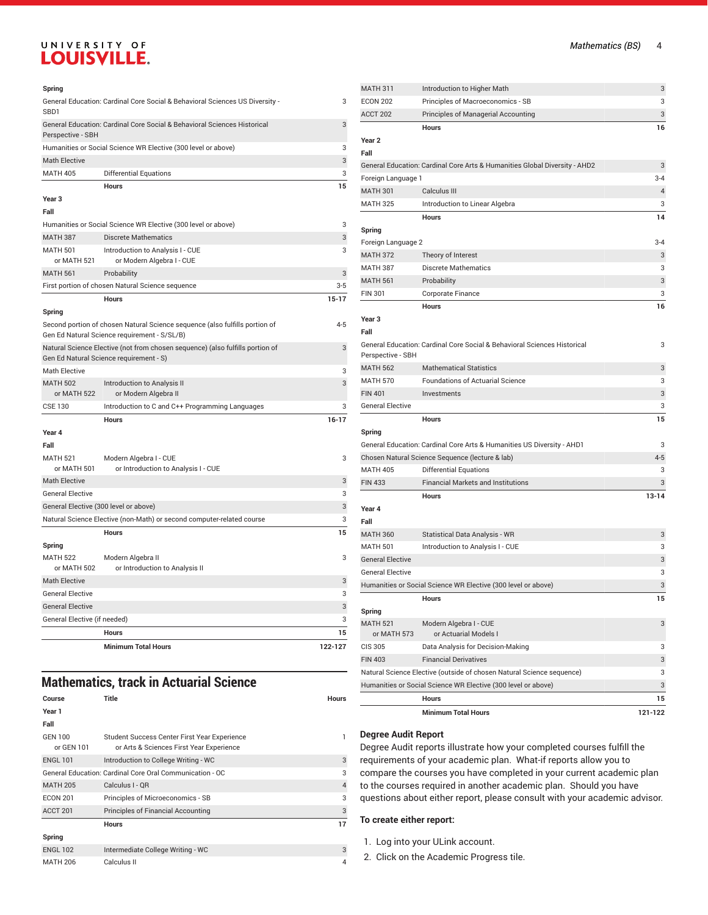| Course | Title | Hours |
|---|---|---|
| **Spring** | | |
| General Education: Cardinal Core Social & Behavioral Sciences US Diversity - SBD1 | | 3 |
| General Education: Cardinal Core Social & Behavioral Sciences Historical Perspective - SBH | | 3 |
| Humanities or Social Science WR Elective (300 level or above) | | 3 |
| Math Elective | | 3 |
| MATH 405 | Differential Equations | 3 |
| | **Hours** | **15** |
| **Year 3** | | |
| **Fall** | | |
| Humanities or Social Science WR Elective (300 level or above) | | 3 |
| MATH 387 | Discrete Mathematics | 3 |
| MATH 501 or MATH 521 | Introduction to Analysis I - CUE or Modern Algebra I - CUE | 3 |
| MATH 561 | Probability | 3 |
| First portion of chosen Natural Science sequence | | 3-5 |
| | **Hours** | **15-17** |
| **Spring** | | |
| Second portion of chosen Natural Science sequence (also fulfills portion of Gen Ed Natural Science requirement - S/SL/B) | | 4-5 |
| Natural Science Elective (not from chosen sequence) (also fulfills portion of Gen Ed Natural Science requirement - S) | | 3 |
| Math Elective | | 3 |
| MATH 502 or MATH 522 | Introduction to Analysis II or Modern Algebra II | 3 |
| CSE 130 | Introduction to C and C++ Programming Languages | 3 |
| | **Hours** | **16-17** |
| **Year 4** | | |
| **Fall** | | |
| MATH 521 or MATH 501 | Modern Algebra I - CUE or Introduction to Analysis I - CUE | 3 |
| Math Elective | | 3 |
| General Elective | | 3 |
| General Elective (300 level or above) | | 3 |
| Natural Science Elective (non-Math) or second computer-related course | | 3 |
| | **Hours** | **15** |
| **Spring** | | |
| MATH 522 or MATH 502 | Modern Algebra II or Introduction to Analysis II | 3 |
| Math Elective | | 3 |
| General Elective | | 3 |
| General Elective | | 3 |
| General Elective (if needed) | | 3 |
| | **Hours** | **15** |
| | **Minimum Total Hours** | **122-127** |

## Mathematics, track in Actuarial Science

| Course | Title | Hours |
|---|---|---|
| **Year 1** | | |
| **Fall** | | |
| GEN 100 or GEN 101 | Student Success Center First Year Experience or Arts & Sciences First Year Experience | 1 |
| ENGL 101 | Introduction to College Writing - WC | 3 |
| General Education: Cardinal Core Oral Communication - OC | | 3 |
| MATH 205 | Calculus I - QR | 4 |
| ECON 201 | Principles of Microeconomics - SB | 3 |
| ACCT 201 | Principles of Financial Accounting | 3 |
| | **Hours** | **17** |
| **Spring** | | |
| ENGL 102 | Intermediate College Writing - WC | 3 |
| MATH 206 | Calculus II | 4 |
| MATH 311 | Introduction to Higher Math | 3 |
| ECON 202 | Principles of Macroeconomics - SB | 3 |
| ACCT 202 | Principles of Managerial Accounting | 3 |
| | **Hours** | **16** |
| **Year 2** | | |
| **Fall** | | |
| General Education: Cardinal Core Arts & Humanities Global Diversity - AHD2 | | 3 |
| Foreign Language 1 | | 3-4 |
| MATH 301 | Calculus III | 4 |
| MATH 325 | Introduction to Linear Algebra | 3 |
| | **Hours** | **14** |
| **Spring** | | |
| Foreign Language 2 | | 3-4 |
| MATH 372 | Theory of Interest | 3 |
| MATH 387 | Discrete Mathematics | 3 |
| MATH 561 | Probability | 3 |
| FIN 301 | Corporate Finance | 3 |
| | **Hours** | **16** |
| **Year 3** | | |
| **Fall** | | |
| General Education: Cardinal Core Social & Behavioral Sciences Historical Perspective - SBH | | 3 |
| MATH 562 | Mathematical Statistics | 3 |
| MATH 570 | Foundations of Actuarial Science | 3 |
| FIN 401 | Investments | 3 |
| General Elective | | 3 |
| | **Hours** | **15** |
| **Spring** | | |
| General Education: Cardinal Core Arts & Humanities US Diversity - AHD1 | | 3 |
| Chosen Natural Science Sequence (lecture & lab) | | 4-5 |
| MATH 405 | Differential Equations | 3 |
| FIN 433 | Financial Markets and Institutions | 3 |
| | **Hours** | **13-14** |
| **Year 4** | | |
| **Fall** | | |
| MATH 360 | Statistical Data Analysis - WR | 3 |
| MATH 501 | Introduction to Analysis I - CUE | 3 |
| General Elective | | 3 |
| General Elective | | 3 |
| Humanities or Social Science WR Elective (300 level or above) | | 3 |
| | **Hours** | **15** |
| **Spring** | | |
| MATH 521 or MATH 573 | Modern Algebra I - CUE or Actuarial Models I | 3 |
| CIS 305 | Data Analysis for Decision-Making | 3 |
| FIN 403 | Financial Derivatives | 3 |
| Natural Science Elective (outside of chosen Natural Science sequence) | | 3 |
| Humanities or Social Science WR Elective (300 level or above) | | 3 |
| | **Hours** | **15** |
| | **Minimum Total Hours** | **121-122** |

### Degree Audit Report

Degree Audit reports illustrate how your completed courses fulfill the requirements of your academic plan. What-if reports allow you to compare the courses you have completed in your current academic plan to the courses required in another academic plan. Should you have questions about either report, please consult with your academic advisor.

**To create either report:**

1. Log into your ULink account.
2. Click on the Academic Progress tile.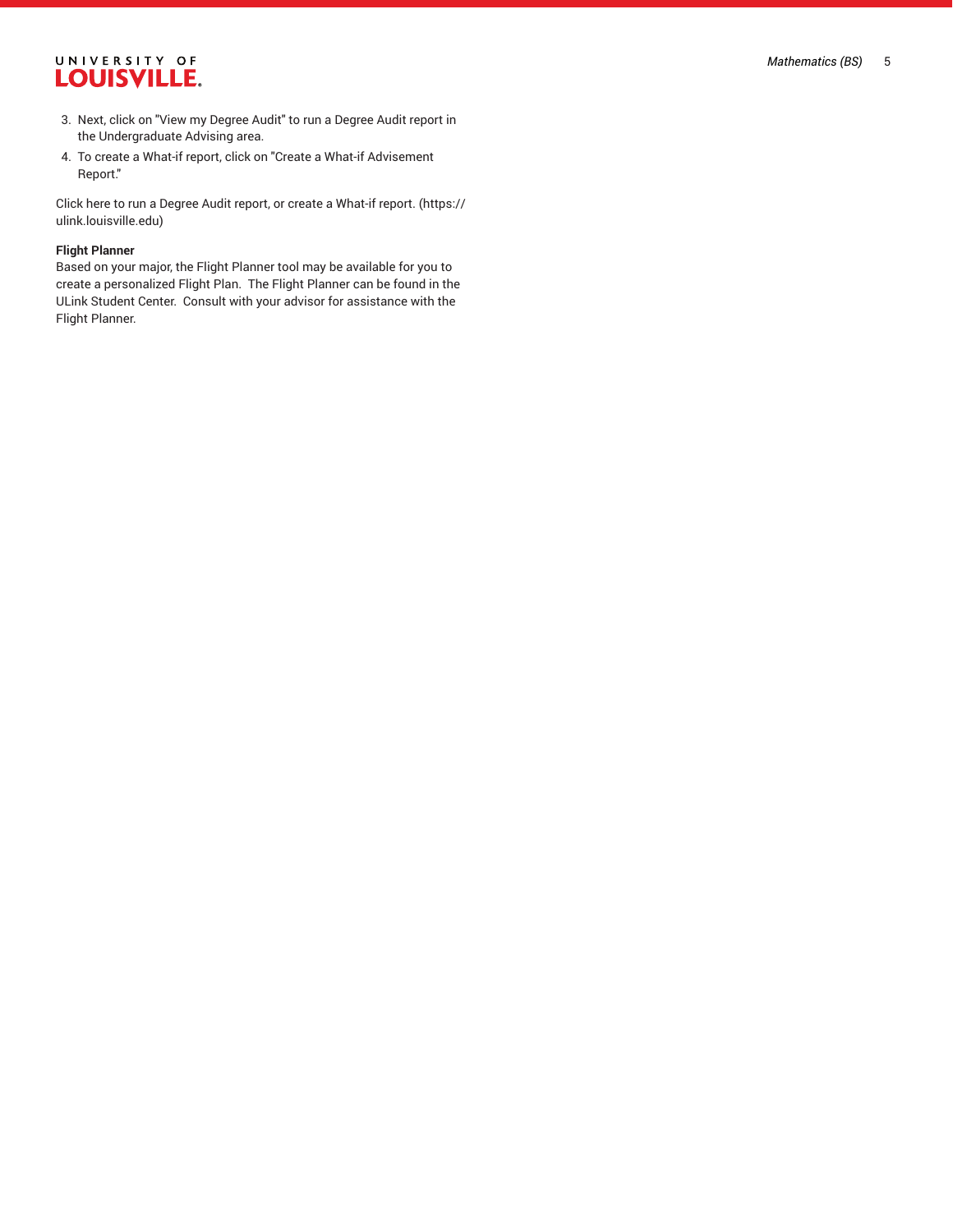3. Next, click on "View my Degree Audit" to run a Degree Audit report in the Undergraduate Advising area.
4. To create a What-if report, click on "Create a What-if Advisement Report."

Click here to run a Degree Audit report, or create a What-if report. (https://ulink.louisville.edu)

**Flight Planner**

Based on your major, the Flight Planner tool may be available for you to create a personalized Flight Plan. The Flight Planner can be found in the ULink Student Center. Consult with your advisor for assistance with the Flight Planner.